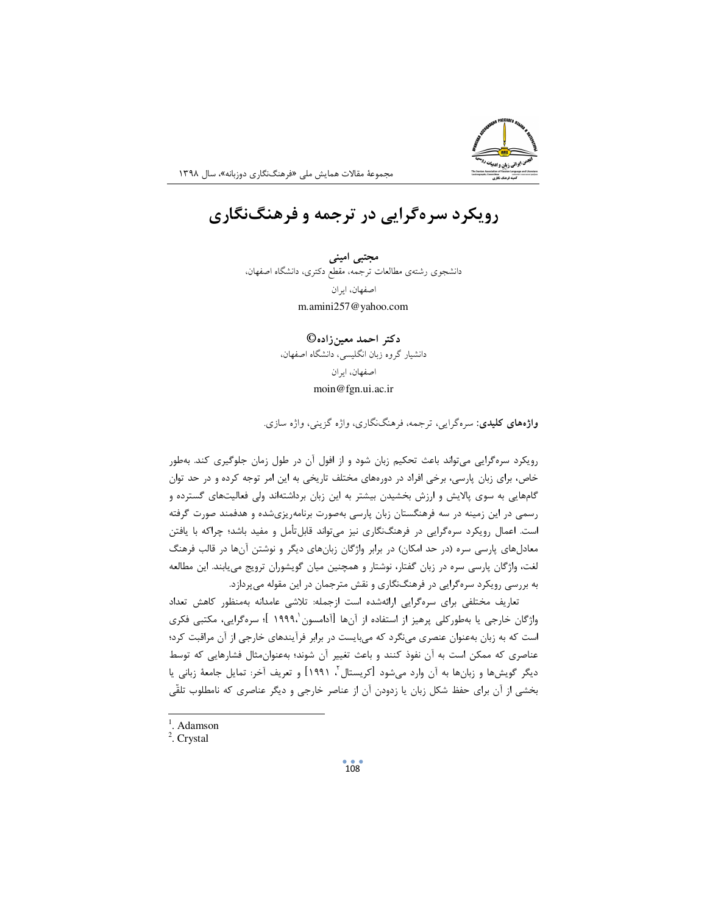# رویکرد سره‌گرایی در ترجمه و فرهنگ‌نگاری

**مجتبی امینی**
دانشجوی رشته‌ی مطالعات ترجمه، مقطع دکتری، دانشگاه اصفهان،
اصفهان، ایران
m.amini257@yahoo.com

**دکتر احمد معین‌زاده©**
دانشیار گروه زبان انگلیسی، دانشگاه اصفهان،
اصفهان، ایران
moin@fgn.ui.ac.ir

**واژه‌های کلیدی:** سره‌گرایی، ترجمه، فرهنگ‌نگاری، واژه گزینی، واژه سازی.

رویکرد سره‌گرایی می‌تواند باعث تحکیم زبان شود و از افول آن در طول زمان جلوگیری کند. به‌طور خاص، برای زبان پارسی، برخی افراد در دوره‌های مختلف تاریخی به این امر توجه کرده و در حد توان گام‌هایی به سوی پالایش و ارزش بخشیدن بیشتر به این زبان برداشته‌اند ولی فعالیت‌های گسترده و رسمی در این زمینه در سه فرهنگستان زبان پارسی به‌صورت برنامه‌ریزی‌شده و هدفمند صورت گرفته است. اعمال رویکرد سره‌گرایی در فرهنگ‌نگاری نیز می‌تواند قابل‌تأمل و مفید باشد؛ چراکه با یافتن معادل‌های پارسی سره (در حد امکان) در برابر واژگان زبان‌های دیگر و نوشتن آن‌ها در قالب فرهنگ لغت، واژگان پارسی سره در زبان گفتار، نوشتار و همچنین میان گویشوران ترویج می‌یابند. این مطالعه به بررسی رویکرد سره‌گرایی در فرهنگ‌نگاری و نقش مترجمان در این مقوله می‌پردازد.

تعاریف مختلفی برای سره‌گرایی ارائه‌شده است ازجمله: تلاشی عامدانه به‌منظور کاهش تعداد واژگان خارجی یا به‌طورکلی پرهیز از استفاده از آن‌ها [آدامسون[1]، ۱۹۹۹]؛ سره‌گرایی، مکتبی فکری است که به زبان به‌عنوان عنصری می‌نگرد که می‌بایست در برابر فرآیندهای خارجی از آن مراقبت کرد؛ عناصری که ممکن است به آن نفوذ کنند و باعث تغییر آن شوند؛ به‌عنوان‌مثال فشارهایی که توسط دیگر گویش‌ها و زبان‌ها به آن وارد می‌شود [کریستال[2]، ۱۹۹۱] و تعریف آخر: تمایل جامعهٔ زبانی یا بخشی از آن برای حفظ شکل زبان یا زدودن آن از عناصر خارجی و دیگر عناصری که نامطلوب تلقّی

[1]. Adamson
[2]. Crystal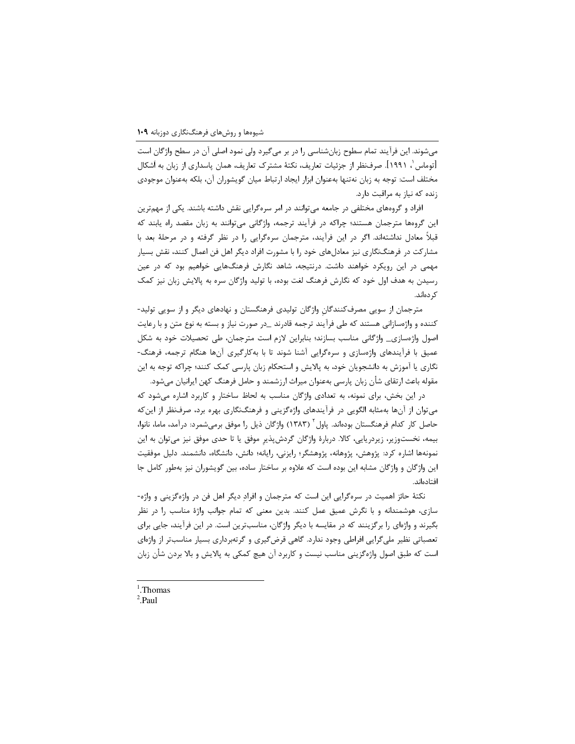می‌شوند. این فرآیند تمام سطوح زبان‌شناسی را در بر می‌گیرد ولی نمود اصلی آن در سطح واژگان است [توماس[1]، ۱۹۹۱]. صرف‌نظر از جزئیات تعاریف، نکتهٔ مشترک تعاریف، همان پاسداری از زبان به اَشکال مختلف است: توجه به زبان نه‌تنها به‌عنوان ابزار ایجاد ارتباط میان گویشوران آن، بلکه به‌عنوان موجودی زنده که نیاز به مراقبت دارد.

افراد و گروه‌های مختلفی در جامعه می‌توانند در امر سره‌گرایی نقش داشته باشند. یکی از مهم‌ترین این گروه‌ها مترجمان هستند؛ چراکه در فرآیند ترجمه، واژگانی می‌توانند به زبان مقصد راه یابند که قبلاً معادل نداشته‌اند. اگر در این فرآیند، مترجمان سره‌گرایی را در نظر گرفته و در مرحلهٔ بعد با مشارکت در فرهنگ‌نگاری نیز معادل‌های خود را با مشورت افراد دیگر اهل فن اعمال کنند، نقش بسیار مهمی در این رویکرد خواهند داشت. درنتیجه، شاهد نگارش فرهنگ‌هایی خواهیم بود که در عین رسیدن به هدف اول خود که نگارش فرهنگ لغت بوده، با تولید واژگان سره به پالایش زبان نیز کمک کرده‌اند.

مترجمان از سویی مصرف‌کنندگانِ واژگان تولیدی فرهنگستان و نهادهای دیگر و از سویی تولید-کننده و واژه‌سازانی هستند که طی فرآیند ترجمه قادرند ـ در صورت نیاز و بسته به نوع متن و با رعایت اصول واژه‌سازی ـ واژگانی مناسب بسازند؛ بنابراین لازم است مترجمان، طی تحصیلات خود به شکل عمیق با فرآیندهای واژه‌سازی و سره‌گرایی آشنا شوند تا با به‌کارگیری آن‌ها هنگام ترجمه، فرهنگ-نگاری یا آموزش به دانشجویان خود، به پالایش و استحکام زبان پارسی کمک کنند؛ چراکه توجه به این مقوله باعث ارتقای شأن زبان پارسی به‌عنوان میراث ارزشمند و حامل فرهنگ کهن ایرانیان می‌شود.

در این بخش، برای نمونه، به تعدادی واژگان مناسب به لحاظ ساختار و کاربرد اشاره می‌شود که می‌توان از آن‌ها به‌مثابه الگویی در فرآیندهای واژه‌گزینی و فرهنگ‌نگاری بهره برد، صرف‌نظر از این‌که حاصل کار کدام فرهنگستان بوده‌اند. پاول[2] (۱۳۸۳) واژگان ذیل را موفق برمی‌شمرد: درآمد، ماما، نانوا، بیمه، نخست‌وزیر، زیردریایی، کالا. دربارهٔ واژگان گردش‌پذیرِ موفق یا تا حدی موفق نیز می‌توان به این نمونه‌ها اشاره کرد: پژوهش، پژوهانه، پژوهشگر؛ رایزنی، رایانه؛ دانش، دانشگاه، دانشمند. دلیل موفقیت این واژگان و واژگان مشابه این بوده است که علاوه بر ساختار ساده، بین گویشوران نیز به‌طور کامل جا افتاده‌اند.

نکتهٔ حائز اهمیت در سره‌گرایی این است که مترجمان و افرادِ دیگر اهل فن در واژه‌گزینی و واژه-سازی، هوشمندانه و با نگرش عمیق عمل کنند. بدین معنی که تمام جوانب واژهٔ مناسب را در نظر بگیرند و واژه‌ای را برگزینند که در مقایسه با دیگر واژگان، مناسب‌ترین است. در این فرآیند، جایی برای تعصباتی نظیر ملی‌گرایی افراطی وجود ندارد. گاهی قرض‌گیری و گرته‌برداری بسیار مناسب‌تر از واژه‌ای است که طبق اصول واژه‌گزینی مناسب نیست و کاربرد آن هیچ کمکی به پالایش و بالا بردن شأن زبان

---

[1]. Thomas

[2]. Paul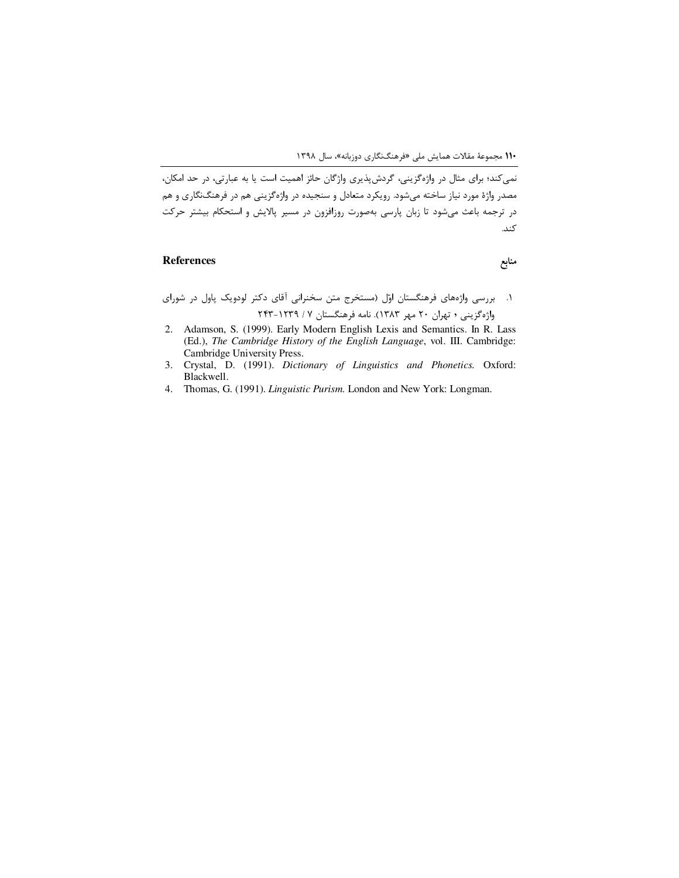نمی‌کند؛ برای مثال در واژه‌گزینی، گردش‌پذیری واژگان حائز اهمیت است یا به عبارتی، در حد امکان، مصدر واژۀ مورد نیاز ساخته می‌شود. رویکرد متعادل و سنجیده در واژه‌گزینی هم در فرهنگ‌نگاری و هم در ترجمه باعث می‌شود تا زبان پارسی به‌صورت روزافزون در مسیر پالایش و استحکام بیشتر حرکت کند.

## منابع

## References

۱. بررسی واژه‌های فرهنگستان اوّل (مستخرج متن سخنرانی آقای دکتر لودویک پاول در شورای واژه‌گزینی ، تهران ۲۰ مهر ۱۳۸۳). نامه فرهنگستان ۷ / ۱۲۳۹-۲۴۳

2. Adamson, S. (1999). Early Modern English Lexis and Semantics. In R. Lass (Ed.), *The Cambridge History of the English Language*, vol. III. Cambridge: Cambridge University Press.
3. Crystal, D. (1991). *Dictionary of Linguistics and Phonetics.* Oxford: Blackwell.
4. Thomas, G. (1991). *Linguistic Purism.* London and New York: Longman.